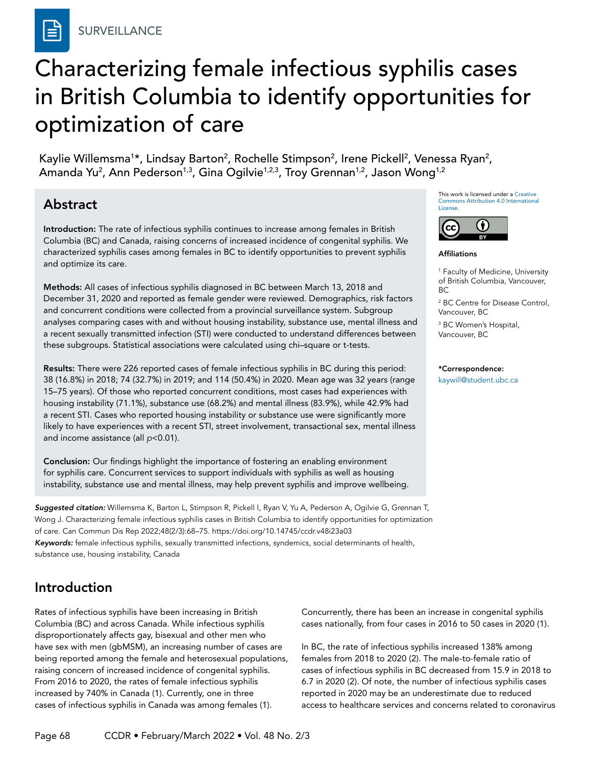SURVEILLANCE

# Characterizing female infectious syphilis cases in British Columbia to identify opportunities for optimization of care

Kaylie Willemsma[1]*, Lindsay Barton[2], Rochelle Stimpson[2], Irene Pickell[2], Venessa Ryan[2], Amanda Yu[2], Ann Pederson[1,3], Gina Ogilvie[1,2,3], Troy Grennan[1,2], Jason Wong[1,2]

## Abstract

**Introduction:** The rate of infectious syphilis continues to increase among females in British Columbia (BC) and Canada, raising concerns of increased incidence of congenital syphilis. We characterized syphilis cases among females in BC to identify opportunities to prevent syphilis and optimize its care.

**Methods:** All cases of infectious syphilis diagnosed in BC between March 13, 2018 and December 31, 2020 and reported as female gender were reviewed. Demographics, risk factors and concurrent conditions were collected from a provincial surveillance system. Subgroup analyses comparing cases with and without housing instability, substance use, mental illness and a recent sexually transmitted infection (STI) were conducted to understand differences between these subgroups. Statistical associations were calculated using chi–square or t-tests.

**Results:** There were 226 reported cases of female infectious syphilis in BC during this period: 38 (16.8%) in 2018; 74 (32.7%) in 2019; and 114 (50.4%) in 2020. Mean age was 32 years (range 15–75 years). Of those who reported concurrent conditions, most cases had experiences with housing instability (71.1%), substance use (68.2%) and mental illness (83.9%), while 42.9% had a recent STI. Cases who reported housing instability or substance use were significantly more likely to have experiences with a recent STI, street involvement, transactional sex, mental illness and income assistance (all $p<0.01$).

**Conclusion:** Our findings highlight the importance of fostering an enabling environment for syphilis care. Concurrent services to support individuals with syphilis as well as housing instability, substance use and mental illness, may help prevent syphilis and improve wellbeing.

This work is licensed under a Creative Commons Attribution 4.0 International License.

**Affiliations**

[1] Faculty of Medicine, University of British Columbia, Vancouver, BC

[2] BC Centre for Disease Control, Vancouver, BC

[3] BC Women's Hospital, Vancouver, BC

***Correspondence:**
kaywill@student.ubc.ca

***Suggested citation:*** Willemsma K, Barton L, Stimpson R, Pickell I, Ryan V, Yu A, Pederson A, Ogilvie G, Grennan T, Wong J. Characterizing female infectious syphilis cases in British Columbia to identify opportunities for optimization of care. Can Commun Dis Rep 2022;48(2/3):68–75. https://doi.org/10.14745/ccdr.v48i23a03

***Keywords:*** female infectious syphilis, sexually transmitted infections, syndemics, social determinants of health, substance use, housing instability, Canada

## Introduction

Rates of infectious syphilis have been increasing in British Columbia (BC) and across Canada. While infectious syphilis disproportionately affects gay, bisexual and other men who have sex with men (gbMSM), an increasing number of cases are being reported among the female and heterosexual populations, raising concern of increased incidence of congenital syphilis. From 2016 to 2020, the rates of female infectious syphilis increased by 740% in Canada (1). Currently, one in three cases of infectious syphilis in Canada was among females (1). Concurrently, there has been an increase in congenital syphilis cases nationally, from four cases in 2016 to 50 cases in 2020 (1).

In BC, the rate of infectious syphilis increased 138% among females from 2018 to 2020 (2). The male-to-female ratio of cases of infectious syphilis in BC decreased from 15.9 in 2018 to 6.7 in 2020 (2). Of note, the number of infectious syphilis cases reported in 2020 may be an underestimate due to reduced access to healthcare services and concerns related to coronavirus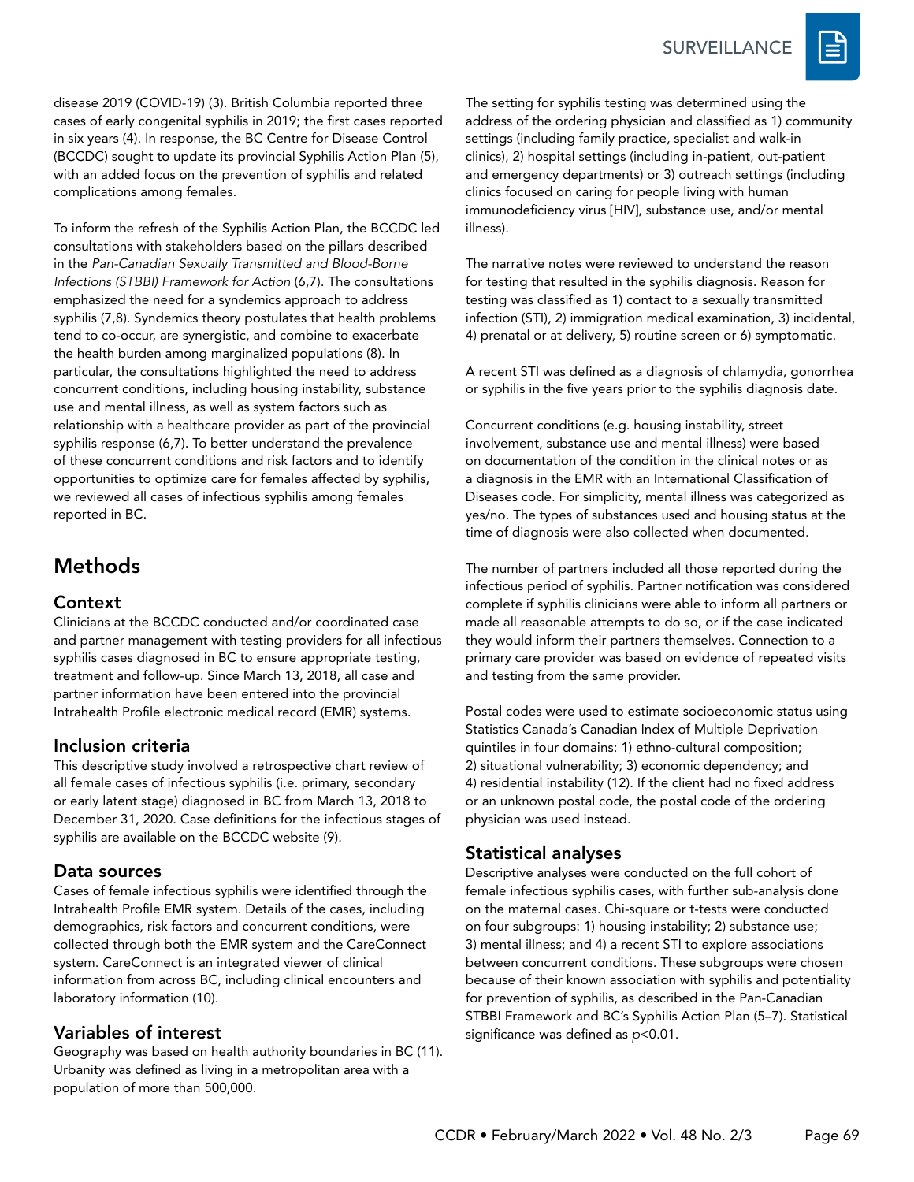disease 2019 (COVID-19) (3). British Columbia reported three cases of early congenital syphilis in 2019; the first cases reported in six years (4). In response, the BC Centre for Disease Control (BCCDC) sought to update its provincial Syphilis Action Plan (5), with an added focus on the prevention of syphilis and related complications among females.

To inform the refresh of the Syphilis Action Plan, the BCCDC led consultations with stakeholders based on the pillars described in the *Pan-Canadian Sexually Transmitted and Blood-Borne Infections (STBBI) Framework for Action* (6,7). The consultations emphasized the need for a syndemics approach to address syphilis (7,8). Syndemics theory postulates that health problems tend to co-occur, are synergistic, and combine to exacerbate the health burden among marginalized populations (8). In particular, the consultations highlighted the need to address concurrent conditions, including housing instability, substance use and mental illness, as well as system factors such as relationship with a healthcare provider as part of the provincial syphilis response (6,7). To better understand the prevalence of these concurrent conditions and risk factors and to identify opportunities to optimize care for females affected by syphilis, we reviewed all cases of infectious syphilis among females reported in BC.

## Methods

### Context

Clinicians at the BCCDC conducted and/or coordinated case and partner management with testing providers for all infectious syphilis cases diagnosed in BC to ensure appropriate testing, treatment and follow-up. Since March 13, 2018, all case and partner information have been entered into the provincial Intrahealth Profile electronic medical record (EMR) systems.

### Inclusion criteria

This descriptive study involved a retrospective chart review of all female cases of infectious syphilis (i.e. primary, secondary or early latent stage) diagnosed in BC from March 13, 2018 to December 31, 2020. Case definitions for the infectious stages of syphilis are available on the BCCDC website (9).

### Data sources

Cases of female infectious syphilis were identified through the Intrahealth Profile EMR system. Details of the cases, including demographics, risk factors and concurrent conditions, were collected through both the EMR system and the CareConnect system. CareConnect is an integrated viewer of clinical information from across BC, including clinical encounters and laboratory information (10).

### Variables of interest

Geography was based on health authority boundaries in BC (11). Urbanity was defined as living in a metropolitan area with a population of more than 500,000.

The setting for syphilis testing was determined using the address of the ordering physician and classified as 1) community settings (including family practice, specialist and walk-in clinics), 2) hospital settings (including in-patient, out-patient and emergency departments) or 3) outreach settings (including clinics focused on caring for people living with human immunodeficiency virus [HIV], substance use, and/or mental illness).

The narrative notes were reviewed to understand the reason for testing that resulted in the syphilis diagnosis. Reason for testing was classified as 1) contact to a sexually transmitted infection (STI), 2) immigration medical examination, 3) incidental, 4) prenatal or at delivery, 5) routine screen or 6) symptomatic.

A recent STI was defined as a diagnosis of chlamydia, gonorrhea or syphilis in the five years prior to the syphilis diagnosis date.

Concurrent conditions (e.g. housing instability, street involvement, substance use and mental illness) were based on documentation of the condition in the clinical notes or as a diagnosis in the EMR with an International Classification of Diseases code. For simplicity, mental illness was categorized as yes/no. The types of substances used and housing status at the time of diagnosis were also collected when documented.

The number of partners included all those reported during the infectious period of syphilis. Partner notification was considered complete if syphilis clinicians were able to inform all partners or made all reasonable attempts to do so, or if the case indicated they would inform their partners themselves. Connection to a primary care provider was based on evidence of repeated visits and testing from the same provider.

Postal codes were used to estimate socioeconomic status using Statistics Canada's Canadian Index of Multiple Deprivation quintiles in four domains: 1) ethno-cultural composition; 2) situational vulnerability; 3) economic dependency; and 4) residential instability (12). If the client had no fixed address or an unknown postal code, the postal code of the ordering physician was used instead.

### Statistical analyses

Descriptive analyses were conducted on the full cohort of female infectious syphilis cases, with further sub-analysis done on the maternal cases. Chi-square or t-tests were conducted on four subgroups: 1) housing instability; 2) substance use; 3) mental illness; and 4) a recent STI to explore associations between concurrent conditions. These subgroups were chosen because of their known association with syphilis and potentiality for prevention of syphilis, as described in the Pan-Canadian STBBI Framework and BC's Syphilis Action Plan (5–7). Statistical significance was defined as $p<0.01$.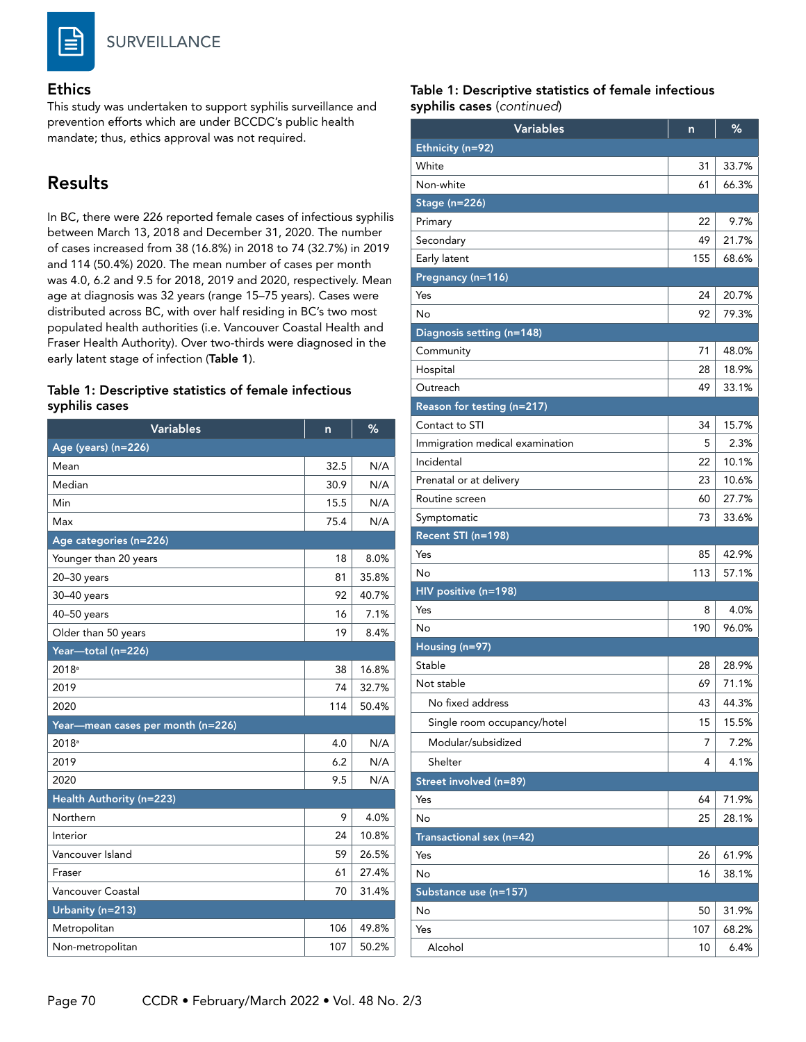## Ethics

This study was undertaken to support syphilis surveillance and prevention efforts which are under BCCDC's public health mandate; thus, ethics approval was not required.

## Results

In BC, there were 226 reported female cases of infectious syphilis between March 13, 2018 and December 31, 2020. The number of cases increased from 38 (16.8%) in 2018 to 74 (32.7%) in 2019 and 114 (50.4%) 2020. The mean number of cases per month was 4.0, 6.2 and 9.5 for 2018, 2019 and 2020, respectively. Mean age at diagnosis was 32 years (range 15–75 years). Cases were distributed across BC, with over half residing in BC's two most populated health authorities (i.e. Vancouver Coastal Health and Fraser Health Authority). Over two-thirds were diagnosed in the early latent stage of infection (**Table 1**).

**Table 1: Descriptive statistics of female infectious syphilis cases**

| Variables | n | % |
|---|---|---|
| **Age (years) (n=226)** | | |
| Mean | 32.5 | N/A |
| Median | 30.9 | N/A |
| Min | 15.5 | N/A |
| Max | 75.4 | N/A |
| **Age categories (n=226)** | | |
| Younger than 20 years | 18 | 8.0% |
| 20–30 years | 81 | 35.8% |
| 30–40 years | 92 | 40.7% |
| 40–50 years | 16 | 7.1% |
| Older than 50 years | 19 | 8.4% |
| **Year—total (n=226)** | | |
| 2018[a] | 38 | 16.8% |
| 2019 | 74 | 32.7% |
| 2020 | 114 | 50.4% |
| **Year—mean cases per month (n=226)** | | |
| 2018[a] | 4.0 | N/A |
| 2019 | 6.2 | N/A |
| 2020 | 9.5 | N/A |
| **Health Authority (n=223)** | | |
| Northern | 9 | 4.0% |
| Interior | 24 | 10.8% |
| Vancouver Island | 59 | 26.5% |
| Fraser | 61 | 27.4% |
| Vancouver Coastal | 70 | 31.4% |
| **Urbanity (n=213)** | | |
| Metropolitan | 106 | 49.8% |
| Non-metropolitan | 107 | 50.2% |
| **Ethnicity (n=92)** | | |
| White | 31 | 33.7% |
| Non-white | 61 | 66.3% |
| **Stage (n=226)** | | |
| Primary | 22 | 9.7% |
| Secondary | 49 | 21.7% |
| Early latent | 155 | 68.6% |
| **Pregnancy (n=116)** | | |
| Yes | 24 | 20.7% |
| No | 92 | 79.3% |
| **Diagnosis setting (n=148)** | | |
| Community | 71 | 48.0% |
| Hospital | 28 | 18.9% |
| Outreach | 49 | 33.1% |
| **Reason for testing (n=217)** | | |
| Contact to STI | 34 | 15.7% |
| Immigration medical examination | 5 | 2.3% |
| Incidental | 22 | 10.1% |
| Prenatal or at delivery | 23 | 10.6% |
| Routine screen | 60 | 27.7% |
| Symptomatic | 73 | 33.6% |
| **Recent STI (n=198)** | | |
| Yes | 85 | 42.9% |
| No | 113 | 57.1% |
| **HIV positive (n=198)** | | |
| Yes | 8 | 4.0% |
| No | 190 | 96.0% |
| **Housing (n=97)** | | |
| Stable | 28 | 28.9% |
| Not stable | 69 | 71.1% |
| No fixed address | 43 | 44.3% |
| Single room occupancy/hotel | 15 | 15.5% |
| Modular/subsidized | 7 | 7.2% |
| Shelter | 4 | 4.1% |
| **Street involved (n=89)** | | |
| Yes | 64 | 71.9% |
| No | 25 | 28.1% |
| **Transactional sex (n=42)** | | |
| Yes | 26 | 61.9% |
| No | 16 | 38.1% |
| **Substance use (n=157)** | | |
| No | 50 | 31.9% |
| Yes | 107 | 68.2% |
| Alcohol | 10 | 6.4% |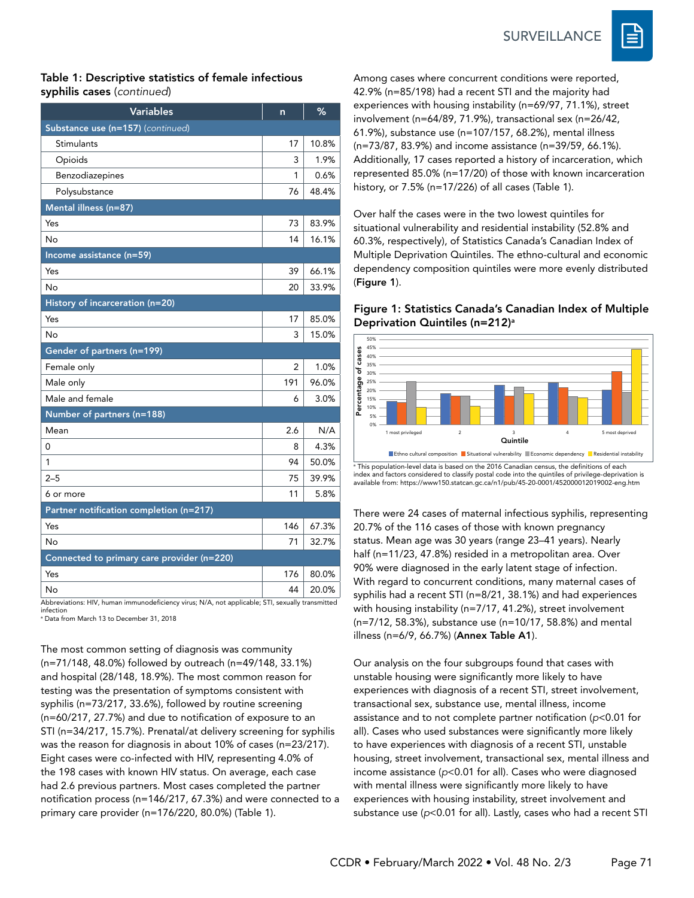### Table 1: Descriptive statistics of female infectious syphilis cases (*continued*)

| Variables | n | % |
|---|---|---|
| **Substance use (n=157)** (*continued*) | | |
| Stimulants | 17 | 10.8% |
| Opioids | 3 | 1.9% |
| Benzodiazepines | 1 | 0.6% |
| Polysubstance | 76 | 48.4% |
| **Mental illness (n=87)** | | |
| Yes | 73 | 83.9% |
| No | 14 | 16.1% |
| **Income assistance (n=59)** | | |
| Yes | 39 | 66.1% |
| No | 20 | 33.9% |
| **History of incarceration (n=20)** | | |
| Yes | 17 | 85.0% |
| No | 3 | 15.0% |
| **Gender of partners (n=199)** | | |
| Female only | 2 | 1.0% |
| Male only | 191 | 96.0% |
| Male and female | 6 | 3.0% |
| **Number of partners (n=188)** | | |
| Mean | 2.6 | N/A |
| 0 | 8 | 4.3% |
| 1 | 94 | 50.0% |
| 2–5 | 75 | 39.9% |
| 6 or more | 11 | 5.8% |
| **Partner notification completion (n=217)** | | |
| Yes | 146 | 67.3% |
| No | 71 | 32.7% |
| **Connected to primary care provider (n=220)** | | |
| Yes | 176 | 80.0% |
| No | 44 | 20.0% |

Abbreviations: HIV, human immunodeficiency virus; N/A, not applicable; STI, sexually transmitted infection
[a] Data from March 13 to December 31, 2018

The most common setting of diagnosis was community (n=71/148, 48.0%) followed by outreach (n=49/148, 33.1%) and hospital (28/148, 18.9%). The most common reason for testing was the presentation of symptoms consistent with syphilis (n=73/217, 33.6%), followed by routine screening (n=60/217, 27.7%) and due to notification of exposure to an STI (n=34/217, 15.7%). Prenatal/at delivery screening for syphilis was the reason for diagnosis in about 10% of cases (n=23/217). Eight cases were co-infected with HIV, representing 4.0% of the 198 cases with known HIV status. On average, each case had 2.6 previous partners. Most cases completed the partner notification process (n=146/217, 67.3%) and were connected to a primary care provider (n=176/220, 80.0%) (Table 1).

Among cases where concurrent conditions were reported, 42.9% (n=85/198) had a recent STI and the majority had experiences with housing instability (n=69/97, 71.1%), street involvement (n=64/89, 71.9%), transactional sex (n=26/42, 61.9%), substance use (n=107/157, 68.2%), mental illness (n=73/87, 83.9%) and income assistance (n=39/59, 66.1%). Additionally, 17 cases reported a history of incarceration, which represented 85.0% (n=17/20) of those with known incarceration history, or 7.5% (n=17/226) of all cases (Table 1).

Over half the cases were in the two lowest quintiles for situational vulnerability and residential instability (52.8% and 60.3%, respectively), of Statistics Canada's Canadian Index of Multiple Deprivation Quintiles. The ethno-cultural and economic dependency composition quintiles were more evenly distributed (**Figure 1**).

### Figure 1: Statistics Canada's Canadian Index of Multiple Deprivation Quintiles (n=212)[a]

[a] This population-level data is based on the 2016 Canadian census, the definitions of each index and factors considered to classify postal code into the quintiles of privilege-deprivation is available from: https://www150.statcan.gc.ca/n1/pub/45-20-0001/452000012019002-eng.htm

There were 24 cases of maternal infectious syphilis, representing 20.7% of the 116 cases of those with known pregnancy status. Mean age was 30 years (range 23–41 years). Nearly half (n=11/23, 47.8%) resided in a metropolitan area. Over 90% were diagnosed in the early latent stage of infection. With regard to concurrent conditions, many maternal cases of syphilis had a recent STI (n=8/21, 38.1%) and had experiences with housing instability (n=7/17, 41.2%), street involvement (n=7/12, 58.3%), substance use (n=10/17, 58.8%) and mental illness (n=6/9, 66.7%) (**Annex Table A1**).

Our analysis on the four subgroups found that cases with unstable housing were significantly more likely to have experiences with diagnosis of a recent STI, street involvement, transactional sex, substance use, mental illness, income assistance and to not complete partner notification ($p<0.01$ for all). Cases who used substances were significantly more likely to have experiences with diagnosis of a recent STI, unstable housing, street involvement, transactional sex, mental illness and income assistance ($p<0.01$ for all). Cases who were diagnosed with mental illness were significantly more likely to have experiences with housing instability, street involvement and substance use ($p<0.01$ for all). Lastly, cases who had a recent STI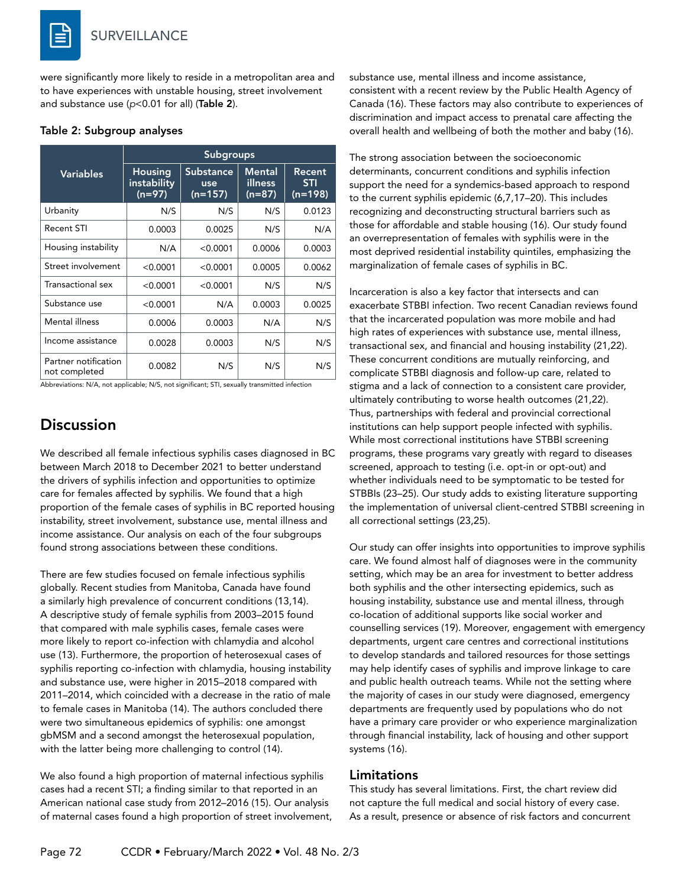were significantly more likely to reside in a metropolitan area and to have experiences with unstable housing, street involvement and substance use ($p<0.01$ for all) (**Table 2**).

**Table 2: Subgroup analyses**

| Variables | Subgroups | | | |
|---|---|---|---|---|
| | Housing instability (n=97) | Substance use (n=157) | Mental illness (n=87) | Recent STI (n=198) |
| Urbanity | N/S | N/S | N/S | 0.0123 |
| Recent STI | 0.0003 | 0.0025 | N/S | N/A |
| Housing instability | N/A | <0.0001 | 0.0006 | 0.0003 |
| Street involvement | <0.0001 | <0.0001 | 0.0005 | 0.0062 |
| Transactional sex | <0.0001 | <0.0001 | N/S | N/S |
| Substance use | <0.0001 | N/A | 0.0003 | 0.0025 |
| Mental illness | 0.0006 | 0.0003 | N/A | N/S |
| Income assistance | 0.0028 | 0.0003 | N/S | N/S |
| Partner notification not completed | 0.0082 | N/S | N/S | N/S |

Abbreviations: N/A, not applicable; N/S, not significant; STI, sexually transmitted infection

## Discussion

We described all female infectious syphilis cases diagnosed in BC between March 2018 to December 2021 to better understand the drivers of syphilis infection and opportunities to optimize care for females affected by syphilis. We found that a high proportion of the female cases of syphilis in BC reported housing instability, street involvement, substance use, mental illness and income assistance. Our analysis on each of the four subgroups found strong associations between these conditions.

There are few studies focused on female infectious syphilis globally. Recent studies from Manitoba, Canada have found a similarly high prevalence of concurrent conditions (13,14). A descriptive study of female syphilis from 2003–2015 found that compared with male syphilis cases, female cases were more likely to report co-infection with chlamydia and alcohol use (13). Furthermore, the proportion of heterosexual cases of syphilis reporting co-infection with chlamydia, housing instability and substance use, were higher in 2015–2018 compared with 2011–2014, which coincided with a decrease in the ratio of male to female cases in Manitoba (14). The authors concluded there were two simultaneous epidemics of syphilis: one amongst gbMSM and a second amongst the heterosexual population, with the latter being more challenging to control (14).

We also found a high proportion of maternal infectious syphilis cases had a recent STI; a finding similar to that reported in an American national case study from 2012–2016 (15). Our analysis of maternal cases found a high proportion of street involvement, substance use, mental illness and income assistance, consistent with a recent review by the Public Health Agency of Canada (16). These factors may also contribute to experiences of discrimination and impact access to prenatal care affecting the overall health and wellbeing of both the mother and baby (16).

The strong association between the socioeconomic determinants, concurrent conditions and syphilis infection support the need for a syndemics-based approach to respond to the current syphilis epidemic (6,7,17–20). This includes recognizing and deconstructing structural barriers such as those for affordable and stable housing (16). Our study found an overrepresentation of females with syphilis were in the most deprived residential instability quintiles, emphasizing the marginalization of female cases of syphilis in BC.

Incarceration is also a key factor that intersects and can exacerbate STBBI infection. Two recent Canadian reviews found that the incarcerated population was more mobile and had high rates of experiences with substance use, mental illness, transactional sex, and financial and housing instability (21,22). These concurrent conditions are mutually reinforcing, and complicate STBBI diagnosis and follow-up care, related to stigma and a lack of connection to a consistent care provider, ultimately contributing to worse health outcomes (21,22). Thus, partnerships with federal and provincial correctional institutions can help support people infected with syphilis. While most correctional institutions have STBBI screening programs, these programs vary greatly with regard to diseases screened, approach to testing (i.e. opt-in or opt-out) and whether individuals need to be symptomatic to be tested for STBBIs (23–25). Our study adds to existing literature supporting the implementation of universal client-centred STBBI screening in all correctional settings (23,25).

Our study can offer insights into opportunities to improve syphilis care. We found almost half of diagnoses were in the community setting, which may be an area for investment to better address both syphilis and the other intersecting epidemics, such as housing instability, substance use and mental illness, through co-location of additional supports like social worker and counselling services (19). Moreover, engagement with emergency departments, urgent care centres and correctional institutions to develop standards and tailored resources for those settings may help identify cases of syphilis and improve linkage to care and public health outreach teams. While not the setting where the majority of cases in our study were diagnosed, emergency departments are frequently used by populations who do not have a primary care provider or who experience marginalization through financial instability, lack of housing and other support systems (16).

### Limitations

This study has several limitations. First, the chart review did not capture the full medical and social history of every case. As a result, presence or absence of risk factors and concurrent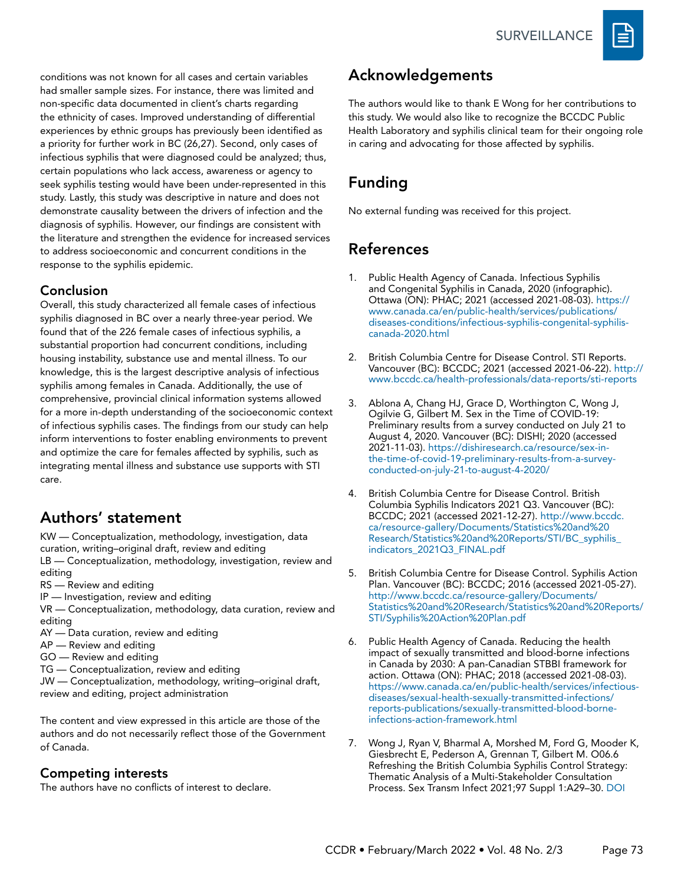conditions was not known for all cases and certain variables had smaller sample sizes. For instance, there was limited and non-specific data documented in client's charts regarding the ethnicity of cases. Improved understanding of differential experiences by ethnic groups has previously been identified as a priority for further work in BC (26,27). Second, only cases of infectious syphilis that were diagnosed could be analyzed; thus, certain populations who lack access, awareness or agency to seek syphilis testing would have been under-represented in this study. Lastly, this study was descriptive in nature and does not demonstrate causality between the drivers of infection and the diagnosis of syphilis. However, our findings are consistent with the literature and strengthen the evidence for increased services to address socioeconomic and concurrent conditions in the response to the syphilis epidemic.

### Conclusion

Overall, this study characterized all female cases of infectious syphilis diagnosed in BC over a nearly three-year period. We found that of the 226 female cases of infectious syphilis, a substantial proportion had concurrent conditions, including housing instability, substance use and mental illness. To our knowledge, this is the largest descriptive analysis of infectious syphilis among females in Canada. Additionally, the use of comprehensive, provincial clinical information systems allowed for a more in-depth understanding of the socioeconomic context of infectious syphilis cases. The findings from our study can help inform interventions to foster enabling environments to prevent and optimize the care for females affected by syphilis, such as integrating mental illness and substance use supports with STI care.

## Authors' statement

KW — Conceptualization, methodology, investigation, data curation, writing–original draft, review and editing
LB — Conceptualization, methodology, investigation, review and editing
RS — Review and editing
IP — Investigation, review and editing
VR — Conceptualization, methodology, data curation, review and editing
AY — Data curation, review and editing
AP — Review and editing
GO — Review and editing
TG — Conceptualization, review and editing
JW — Conceptualization, methodology, writing–original draft, review and editing, project administration

The content and view expressed in this article are those of the authors and do not necessarily reflect those of the Government of Canada.

### Competing interests

The authors have no conflicts of interest to declare.

## Acknowledgements

The authors would like to thank E Wong for her contributions to this study. We would also like to recognize the BCCDC Public Health Laboratory and syphilis clinical team for their ongoing role in caring and advocating for those affected by syphilis.

## Funding

No external funding was received for this project.

## References

1. Public Health Agency of Canada. Infectious Syphilis and Congenital Syphilis in Canada, 2020 (infographic). Ottawa (ON): PHAC; 2021 (accessed 2021-08-03). https://www.canada.ca/en/public-health/services/publications/diseases-conditions/infectious-syphilis-congenital-syphilis-canada-2020.html

2. British Columbia Centre for Disease Control. STI Reports. Vancouver (BC): BCCDC; 2021 (accessed 2021-06-22). http://www.bccdc.ca/health-professionals/data-reports/sti-reports

3. Ablona A, Chang HJ, Grace D, Worthington C, Wong J, Ogilvie G, Gilbert M. Sex in the Time of COVID-19: Preliminary results from a survey conducted on July 21 to August 4, 2020. Vancouver (BC): DISHI; 2020 (accessed 2021-11-03). https://dishiresearch.ca/resource/sex-in-the-time-of-covid-19-preliminary-results-from-a-survey-conducted-on-july-21-to-august-4-2020/

4. British Columbia Centre for Disease Control. British Columbia Syphilis Indicators 2021 Q3. Vancouver (BC): BCCDC; 2021 (accessed 2021-12-27). http://www.bccdc.ca/resource-gallery/Documents/Statistics%20and%20Research/Statistics%20and%20Reports/STI/BC_syphilis_indicators_2021Q3_FINAL.pdf

5. British Columbia Centre for Disease Control. Syphilis Action Plan. Vancouver (BC): BCCDC; 2016 (accessed 2021-05-27). http://www.bccdc.ca/resource-gallery/Documents/Statistics%20and%20Research/Statistics%20and%20Reports/STI/Syphilis%20Action%20Plan.pdf

6. Public Health Agency of Canada. Reducing the health impact of sexually transmitted and blood-borne infections in Canada by 2030: A pan-Canadian STBBI framework for action. Ottawa (ON): PHAC; 2018 (accessed 2021-08-03). https://www.canada.ca/en/public-health/services/infectious-diseases/sexual-health-sexually-transmitted-infections/reports-publications/sexually-transmitted-blood-borne-infections-action-framework.html

7. Wong J, Ryan V, Bharmal A, Morshed M, Ford G, Mooder K, Giesbrecht E, Pederson A, Grennan T, Gilbert M. O06.6 Refreshing the British Columbia Syphilis Control Strategy: Thematic Analysis of a Multi-Stakeholder Consultation Process. Sex Transm Infect 2021;97 Suppl 1:A29–30. DOI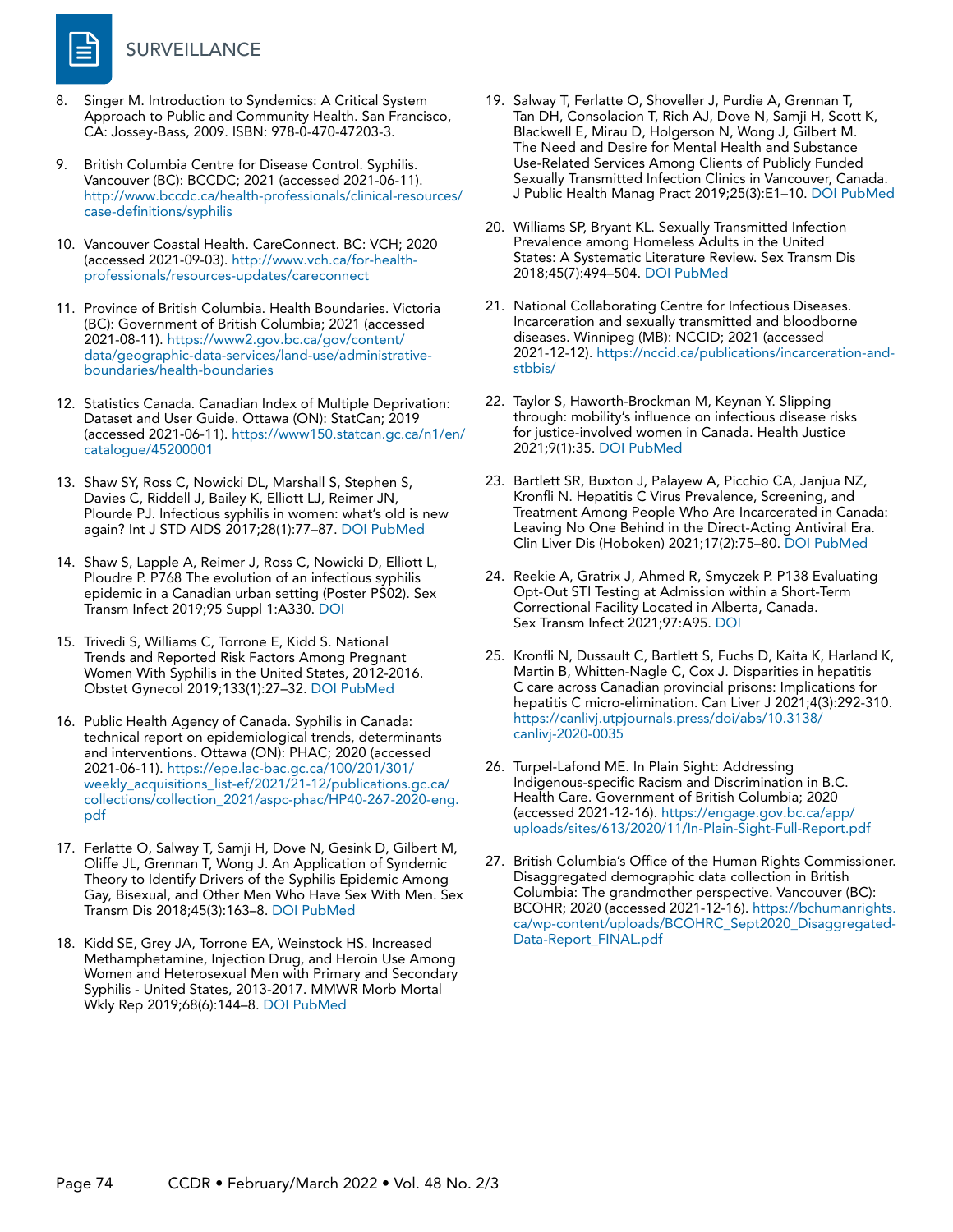8. Singer M. Introduction to Syndemics: A Critical System Approach to Public and Community Health. San Francisco, CA: Jossey-Bass, 2009. ISBN: 978-0-470-47203-3.

9. British Columbia Centre for Disease Control. Syphilis. Vancouver (BC): BCCDC; 2021 (accessed 2021-06-11). http://www.bccdc.ca/health-professionals/clinical-resources/case-definitions/syphilis

10. Vancouver Coastal Health. CareConnect. BC: VCH; 2020 (accessed 2021-09-03). http://www.vch.ca/for-health-professionals/resources-updates/careconnect

11. Province of British Columbia. Health Boundaries. Victoria (BC): Government of British Columbia; 2021 (accessed 2021-08-11). https://www2.gov.bc.ca/gov/content/data/geographic-data-services/land-use/administrative-boundaries/health-boundaries

12. Statistics Canada. Canadian Index of Multiple Deprivation: Dataset and User Guide. Ottawa (ON): StatCan; 2019 (accessed 2021-06-11). https://www150.statcan.gc.ca/n1/en/catalogue/45200001

13. Shaw SY, Ross C, Nowicki DL, Marshall S, Stephen S, Davies C, Riddell J, Bailey K, Elliott LJ, Reimer JN, Plourde PJ. Infectious syphilis in women: what's old is new again? Int J STD AIDS 2017;28(1):77–87. DOI PubMed

14. Shaw S, Lapple A, Reimer J, Ross C, Nowicki D, Elliott L, Ploudre P. P768 The evolution of an infectious syphilis epidemic in a Canadian urban setting (Poster PS02). Sex Transm Infect 2019;95 Suppl 1:A330. DOI

15. Trivedi S, Williams C, Torrone E, Kidd S. National Trends and Reported Risk Factors Among Pregnant Women With Syphilis in the United States, 2012-2016. Obstet Gynecol 2019;133(1):27–32. DOI PubMed

16. Public Health Agency of Canada. Syphilis in Canada: technical report on epidemiological trends, determinants and interventions. Ottawa (ON): PHAC; 2020 (accessed 2021-06-11). https://epe.lac-bac.gc.ca/100/201/301/weekly_acquisitions_list-ef/2021/21-12/publications.gc.ca/collections/collection_2021/aspc-phac/HP40-267-2020-eng.pdf

17. Ferlatte O, Salway T, Samji H, Dove N, Gesink D, Gilbert M, Oliffe JL, Grennan T, Wong J. An Application of Syndemic Theory to Identify Drivers of the Syphilis Epidemic Among Gay, Bisexual, and Other Men Who Have Sex With Men. Sex Transm Dis 2018;45(3):163–8. DOI PubMed

18. Kidd SE, Grey JA, Torrone EA, Weinstock HS. Increased Methamphetamine, Injection Drug, and Heroin Use Among Women and Heterosexual Men with Primary and Secondary Syphilis - United States, 2013-2017. MMWR Morb Mortal Wkly Rep 2019;68(6):144–8. DOI PubMed

19. Salway T, Ferlatte O, Shoveller J, Purdie A, Grennan T, Tan DH, Consolacion T, Rich AJ, Dove N, Samji H, Scott K, Blackwell E, Mirau D, Holgerson N, Wong J, Gilbert M. The Need and Desire for Mental Health and Substance Use-Related Services Among Clients of Publicly Funded Sexually Transmitted Infection Clinics in Vancouver, Canada. J Public Health Manag Pract 2019;25(3):E1–10. DOI PubMed

20. Williams SP, Bryant KL. Sexually Transmitted Infection Prevalence among Homeless Adults in the United States: A Systematic Literature Review. Sex Transm Dis 2018;45(7):494–504. DOI PubMed

21. National Collaborating Centre for Infectious Diseases. Incarceration and sexually transmitted and bloodborne diseases. Winnipeg (MB): NCCID; 2021 (accessed 2021-12-12). https://nccid.ca/publications/incarceration-and-stbbis/

22. Taylor S, Haworth-Brockman M, Keynan Y. Slipping through: mobility's influence on infectious disease risks for justice-involved women in Canada. Health Justice 2021;9(1):35. DOI PubMed

23. Bartlett SR, Buxton J, Palayew A, Picchio CA, Janjua NZ, Kronfli N. Hepatitis C Virus Prevalence, Screening, and Treatment Among People Who Are Incarcerated in Canada: Leaving No One Behind in the Direct-Acting Antiviral Era. Clin Liver Dis (Hoboken) 2021;17(2):75–80. DOI PubMed

24. Reekie A, Gratrix J, Ahmed R, Smyczek P. P138 Evaluating Opt-Out STI Testing at Admission within a Short-Term Correctional Facility Located in Alberta, Canada. Sex Transm Infect 2021;97:A95. DOI

25. Kronfli N, Dussault C, Bartlett S, Fuchs D, Kaita K, Harland K, Martin B, Whitten-Nagle C, Cox J. Disparities in hepatitis C care across Canadian provincial prisons: Implications for hepatitis C micro-elimination. Can Liver J 2021;4(3):292-310. https://canlivj.utpjournals.press/doi/abs/10.3138/canlivj-2020-0035

26. Turpel-Lafond ME. In Plain Sight: Addressing Indigenous-specific Racism and Discrimination in B.C. Health Care. Government of British Columbia; 2020 (accessed 2021-12-16). https://engage.gov.bc.ca/app/uploads/sites/613/2020/11/In-Plain-Sight-Full-Report.pdf

27. British Columbia's Office of the Human Rights Commissioner. Disaggregated demographic data collection in British Columbia: The grandmother perspective. Vancouver (BC): BCOHR; 2020 (accessed 2021-12-16). https://bchumanrights.ca/wp-content/uploads/BCOHRC_Sept2020_Disaggregated-Data-Report_FINAL.pdf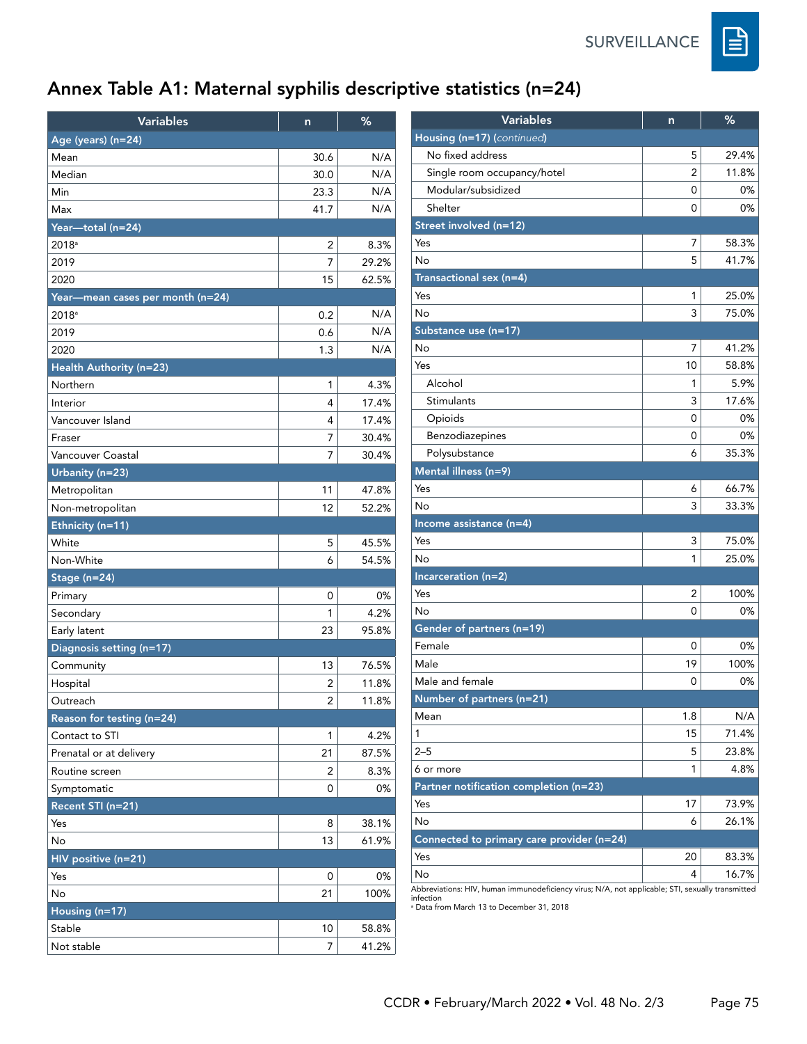## Annex Table A1: Maternal syphilis descriptive statistics (n=24)

| Variables | n | % |
|---|---|---|
| **Age (years) (n=24)** | | |
| Mean | 30.6 | N/A |
| Median | 30.0 | N/A |
| Min | 23.3 | N/A |
| Max | 41.7 | N/A |
| **Year—total (n=24)** | | |
| 2018[a] | 2 | 8.3% |
| 2019 | 7 | 29.2% |
| 2020 | 15 | 62.5% |
| **Year—mean cases per month (n=24)** | | |
| 2018[a] | 0.2 | N/A |
| 2019 | 0.6 | N/A |
| 2020 | 1.3 | N/A |
| **Health Authority (n=23)** | | |
| Northern | 1 | 4.3% |
| Interior | 4 | 17.4% |
| Vancouver Island | 4 | 17.4% |
| Fraser | 7 | 30.4% |
| Vancouver Coastal | 7 | 30.4% |
| **Urbanity (n=23)** | | |
| Metropolitan | 11 | 47.8% |
| Non-metropolitan | 12 | 52.2% |
| **Ethnicity (n=11)** | | |
| White | 5 | 45.5% |
| Non-White | 6 | 54.5% |
| **Stage (n=24)** | | |
| Primary | 0 | 0% |
| Secondary | 1 | 4.2% |
| Early latent | 23 | 95.8% |
| **Diagnosis setting (n=17)** | | |
| Community | 13 | 76.5% |
| Hospital | 2 | 11.8% |
| Outreach | 2 | 11.8% |
| **Reason for testing (n=24)** | | |
| Contact to STI | 1 | 4.2% |
| Prenatal or at delivery | 21 | 87.5% |
| Routine screen | 2 | 8.3% |
| Symptomatic | 0 | 0% |
| **Recent STI (n=21)** | | |
| Yes | 8 | 38.1% |
| No | 13 | 61.9% |
| **HIV positive (n=21)** | | |
| Yes | 0 | 0% |
| No | 21 | 100% |
| **Housing (n=17)** | | |
| Stable | 10 | 58.8% |
| Not stable | 7 | 41.2% |
| No fixed address | 5 | 29.4% |
| Single room occupancy/hotel | 2 | 11.8% |
| Modular/subsidized | 0 | 0% |
| Shelter | 0 | 0% |
| **Street involved (n=12)** | | |
| Yes | 7 | 58.3% |
| No | 5 | 41.7% |
| **Transactional sex (n=4)** | | |
| Yes | 1 | 25.0% |
| No | 3 | 75.0% |
| **Substance use (n=17)** | | |
| No | 7 | 41.2% |
| Yes | 10 | 58.8% |
| Alcohol | 1 | 5.9% |
| Stimulants | 3 | 17.6% |
| Opioids | 0 | 0% |
| Benzodiazepines | 0 | 0% |
| Polysubstance | 6 | 35.3% |
| **Mental illness (n=9)** | | |
| Yes | 6 | 66.7% |
| No | 3 | 33.3% |
| **Income assistance (n=4)** | | |
| Yes | 3 | 75.0% |
| No | 1 | 25.0% |
| **Incarceration (n=2)** | | |
| Yes | 2 | 100% |
| No | 0 | 0% |
| **Gender of partners (n=19)** | | |
| Female | 0 | 0% |
| Male | 19 | 100% |
| Male and female | 0 | 0% |
| **Number of partners (n=21)** | | |
| Mean | 1.8 | N/A |
| 1 | 15 | 71.4% |
| 2–5 | 5 | 23.8% |
| 6 or more | 1 | 4.8% |
| **Partner notification completion (n=23)** | | |
| Yes | 17 | 73.9% |
| No | 6 | 26.1% |
| **Connected to primary care provider (n=24)** | | |
| Yes | 20 | 83.3% |
| No | 4 | 16.7% |

Abbreviations: HIV, human immunodeficiency virus; N/A, not applicable; STI, sexually transmitted infection

[a] Data from March 13 to December 31, 2018